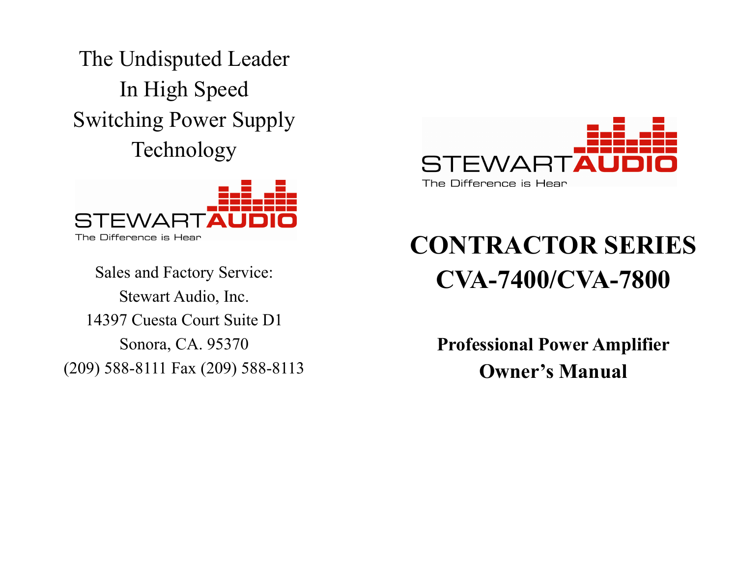The Undisputed Leader
In High Speed
Switching Power Supply
Technology

STEWART AUDIO
The Difference is Hear

Sales and Factory Service:
Stewart Audio, Inc.
14397 Cuesta Court Suite D1
Sonora, CA. 95370
(209) 588-8111 Fax (209) 588-8113

STEWART AUDIO
The Difference is Hear

# CONTRACTOR SERIES
# CVA-7400/CVA-7800

## Professional Power Amplifier
## Owner's Manual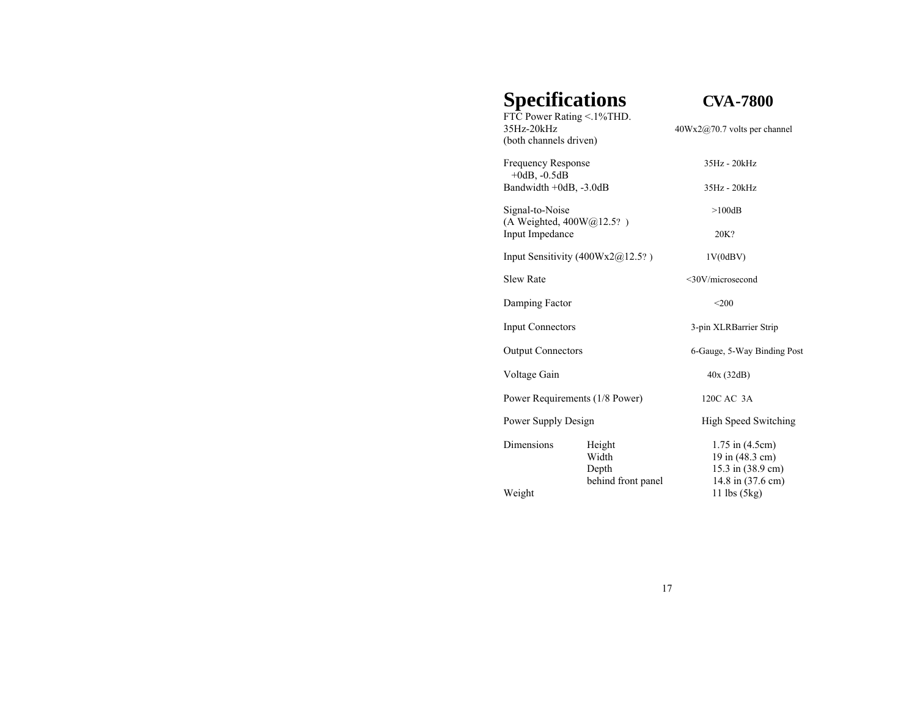# Specifications

## CVA-7800

| | | |
|---|---|---|
| FTC Power Rating <.1%THD. 35Hz-20kHz (both channels driven) | | 40Wx2@70.7 volts per channel |
| Frequency Response +0dB, -0.5dB | | 35Hz - 20kHz |
| Bandwidth +0dB, -3.0dB | | 35Hz - 20kHz |
| Signal-to-Noise (A Weighted, 400W@12.5? ) | | >100dB |
| Input Impedance | | 20K? |
| Input Sensitivity (400Wx2@12.5? ) | | 1V(0dBV) |
| Slew Rate | | <30V/microsecond |
| Damping Factor | | <200 |
| Input Connectors | | 3-pin XLRBarrier Strip |
| Output Connectors | | 6-Gauge, 5-Way Binding Post |
| Voltage Gain | | 40x (32dB) |
| Power Requirements (1/8 Power) | | 120C AC 3A |
| Power Supply Design | | High Speed Switching |
| Dimensions | Height | 1.75 in (4.5cm) |
| | Width | 19 in (48.3 cm) |
| | Depth | 15.3 in (38.9 cm) |
| | behind front panel | 14.8 in (37.6 cm) |
| Weight | | 11 lbs (5kg) |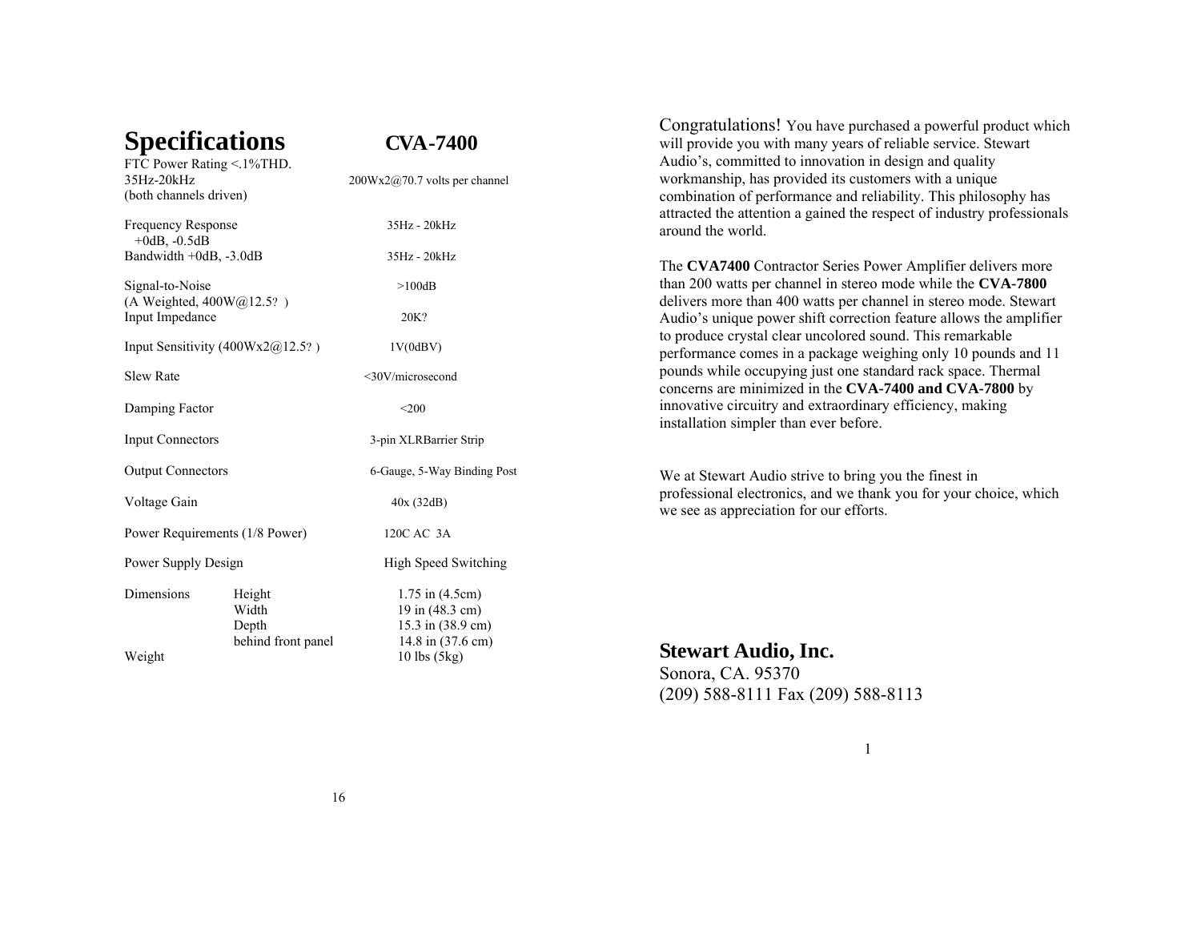# Specifications CVA-7400

| | |
|---|---|
| FTC Power Rating <.1%THD. 35Hz-20kHz (both channels driven) | 200Wx2@70.7 volts per channel |
| Frequency Response +0dB, -0.5dB | 35Hz - 20kHz |
| Bandwidth +0dB, -3.0dB | 35Hz - 20kHz |
| Signal-to-Noise (A Weighted, 400W@12.5? ) | >100dB |
| Input Impedance | 20K? |
| Input Sensitivity (400Wx2@12.5? ) | 1V(0dBV) |
| Slew Rate | <30V/microsecond |
| Damping Factor | <200 |
| Input Connectors | 3-pin XLRBarrier Strip |
| Output Connectors | 6-Gauge, 5-Way Binding Post |
| Voltage Gain | 40x (32dB) |
| Power Requirements (1/8 Power) | 120C AC 3A |
| Power Supply Design | High Speed Switching |
| Dimensions Height | 1.75 in (4.5cm) |
| Width | 19 in (48.3 cm) |
| Depth | 15.3 in (38.9 cm) |
| behind front panel | 14.8 in (37.6 cm) |
| Weight | 10 lbs (5kg) |

Congratulations! You have purchased a powerful product which will provide you with many years of reliable service. Stewart Audio's, committed to innovation in design and quality workmanship, has provided its customers with a unique combination of performance and reliability. This philosophy has attracted the attention a gained the respect of industry professionals around the world.

The **CVA7400** Contractor Series Power Amplifier delivers more than 200 watts per channel in stereo mode while the **CVA-7800** delivers more than 400 watts per channel in stereo mode. Stewart Audio's unique power shift correction feature allows the amplifier to produce crystal clear uncolored sound. This remarkable performance comes in a package weighing only 10 pounds and 11 pounds while occupying just one standard rack space. Thermal concerns are minimized in the **CVA-7400 and CVA-7800** by innovative circuitry and extraordinary efficiency, making installation simpler than ever before.

We at Stewart Audio strive to bring you the finest in professional electronics, and we thank you for your choice, which we see as appreciation for our efforts.

**Stewart Audio, Inc.**
Sonora, CA. 95370
(209) 588-8111 Fax (209) 588-8113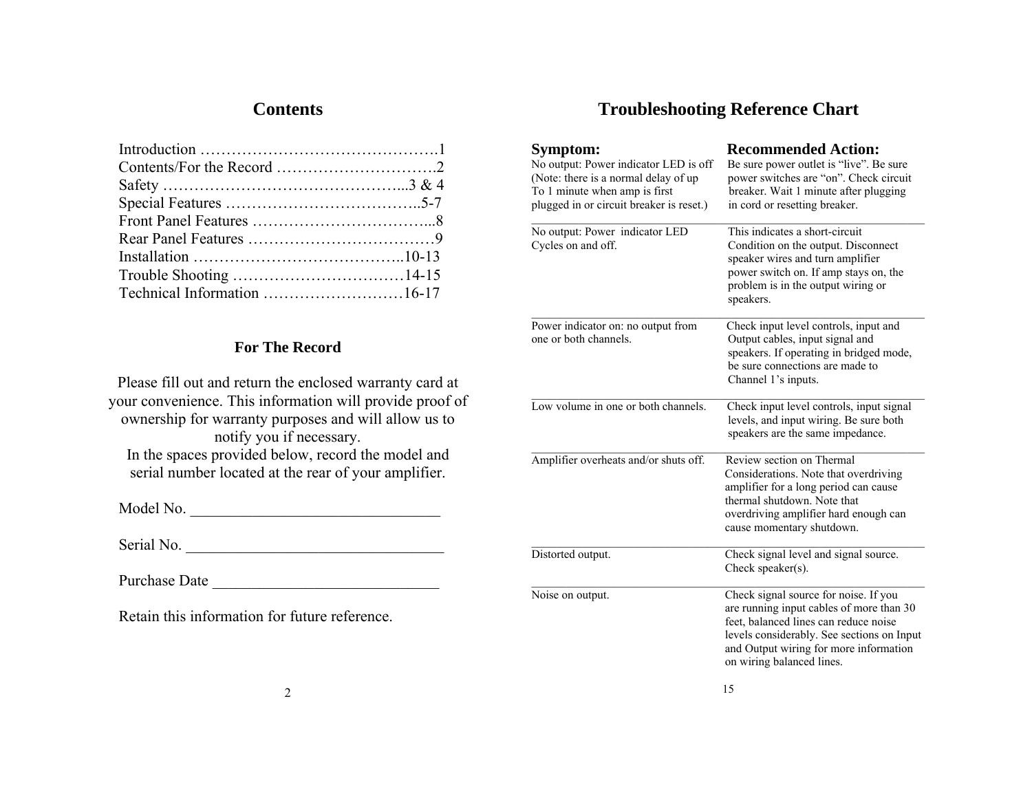## Contents

Introduction ……………………………………….1
Contents/For the Record ………………………….2
Safety ………………………………………...3 & 4
Special Features ………………………………..5-7
Front Panel Features ……………………………...8
Rear Panel Features ………………………………9
Installation …………………………………..10-13
Trouble Shooting ……………………………14-15
Technical Information ………………………16-17

### For The Record

Please fill out and return the enclosed warranty card at your convenience. This information will provide proof of ownership for warranty purposes and will allow us to notify you if necessary.
In the spaces provided below, record the model and serial number located at the rear of your amplifier.

Model No. ______________________________

Serial No. _______________________________

Purchase Date ___________________________

Retain this information for future reference.

## Troubleshooting Reference Chart

| Symptom: | Recommended Action: |
| --- | --- |
| No output: Power indicator LED is off (Note: there is a normal delay of up To 1 minute when amp is first plugged in or circuit breaker is reset.) | Be sure power outlet is "live". Be sure power switches are "on". Check circuit breaker. Wait 1 minute after plugging in cord or resetting breaker. |
| No output: Power indicator LED Cycles on and off. | This indicates a short-circuit Condition on the output. Disconnect speaker wires and turn amplifier power switch on. If amp stays on, the problem is in the output wiring or speakers. |
| Power indicator on: no output from one or both channels. | Check input level controls, input and Output cables, input signal and speakers. If operating in bridged mode, be sure connections are made to Channel 1's inputs. |
| Low volume in one or both channels. | Check input level controls, input signal levels, and input wiring. Be sure both speakers are the same impedance. |
| Amplifier overheats and/or shuts off. | Review section on Thermal Considerations. Note that overdriving amplifier for a long period can cause thermal shutdown. Note that overdriving amplifier hard enough can cause momentary shutdown. |
| Distorted output. | Check signal level and signal source. Check speaker(s). |
| Noise on output. | Check signal source for noise. If you are running input cables of more than 30 feet, balanced lines can reduce noise levels considerably. See sections on Input and Output wiring for more information on wiring balanced lines. |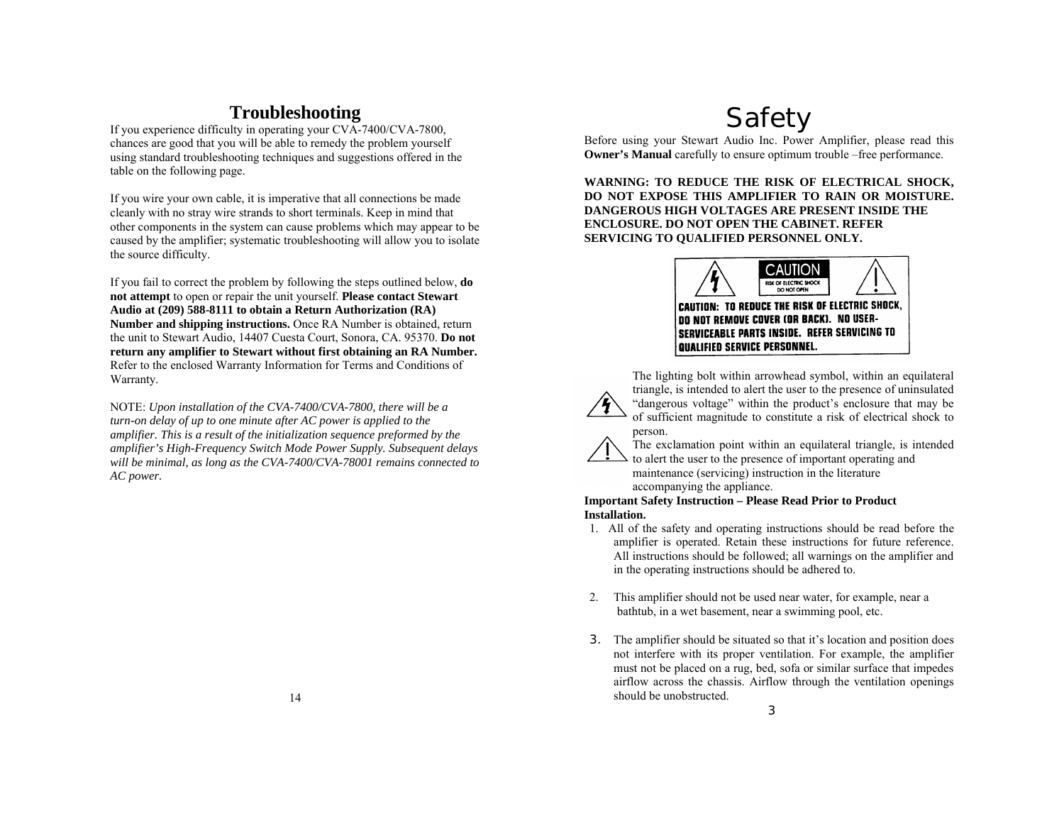# Troubleshooting

If you experience difficulty in operating your CVA-7400/CVA-7800, chances are good that you will be able to remedy the problem yourself using standard troubleshooting techniques and suggestions offered in the table on the following page.

If you wire your own cable, it is imperative that all connections be made cleanly with no stray wire strands to short terminals. Keep in mind that other components in the system can cause problems which may appear to be caused by the amplifier; systematic troubleshooting will allow you to isolate the source difficulty.

If you fail to correct the problem by following the steps outlined below, **do not attempt** to open or repair the unit yourself. **Please contact Stewart Audio at (209) 588-8111 to obtain a Return Authorization (RA) Number and shipping instructions.** Once RA Number is obtained, return the unit to Stewart Audio, 14407 Cuesta Court, Sonora, CA. 95370. **Do not return any amplifier to Stewart without first obtaining an RA Number.** Refer to the enclosed Warranty Information for Terms and Conditions of Warranty.

NOTE: *Upon installation of the CVA-7400/CVA-7800, there will be a turn-on delay of up to one minute after AC power is applied to the amplifier. This is a result of the initialization sequence preformed by the amplifier's High-Frequency Switch Mode Power Supply. Subsequent delays will be minimal, as long as the CVA-7400/CVA-78001 remains connected to AC power.*

# Safety

Before using your Stewart Audio Inc. Power Amplifier, please read this **Owner's Manual** carefully to ensure optimum trouble –free performance.

**WARNING: TO REDUCE THE RISK OF ELECTRICAL SHOCK, DO NOT EXPOSE THIS AMPLIFIER TO RAIN OR MOISTURE. DANGEROUS HIGH VOLTAGES ARE PRESENT INSIDE THE ENCLOSURE. DO NOT OPEN THE CABINET. REFER SERVICING TO QUALIFIED PERSONNEL ONLY.**

CAUTION
RISK OF ELECTRIC SHOCK
DO NOT OPEN

**CAUTION: TO REDUCE THE RISK OF ELECTRIC SHOCK, DO NOT REMOVE COVER (OR BACK). NO USER-SERVICEABLE PARTS INSIDE. REFER SERVICING TO QUALIFIED SERVICE PERSONNEL.**

The lighting bolt within arrowhead symbol, within an equilateral triangle, is intended to alert the user to the presence of uninsulated "dangerous voltage" within the product's enclosure that may be of sufficient magnitude to constitute a risk of electrical shock to person.

The exclamation point within an equilateral triangle, is intended to alert the user to the presence of important operating and maintenance (servicing) instruction in the literature accompanying the appliance.

**Important Safety Instruction – Please Read Prior to Product Installation.**

1. All of the safety and operating instructions should be read before the amplifier is operated. Retain these instructions for future reference. All instructions should be followed; all warnings on the amplifier and in the operating instructions should be adhered to.

2. This amplifier should not be used near water, for example, near a bathtub, in a wet basement, near a swimming pool, etc.

3. The amplifier should be situated so that it's location and position does not interfere with its proper ventilation. For example, the amplifier must not be placed on a rug, bed, sofa or similar surface that impedes airflow across the chassis. Airflow through the ventilation openings should be unobstructed.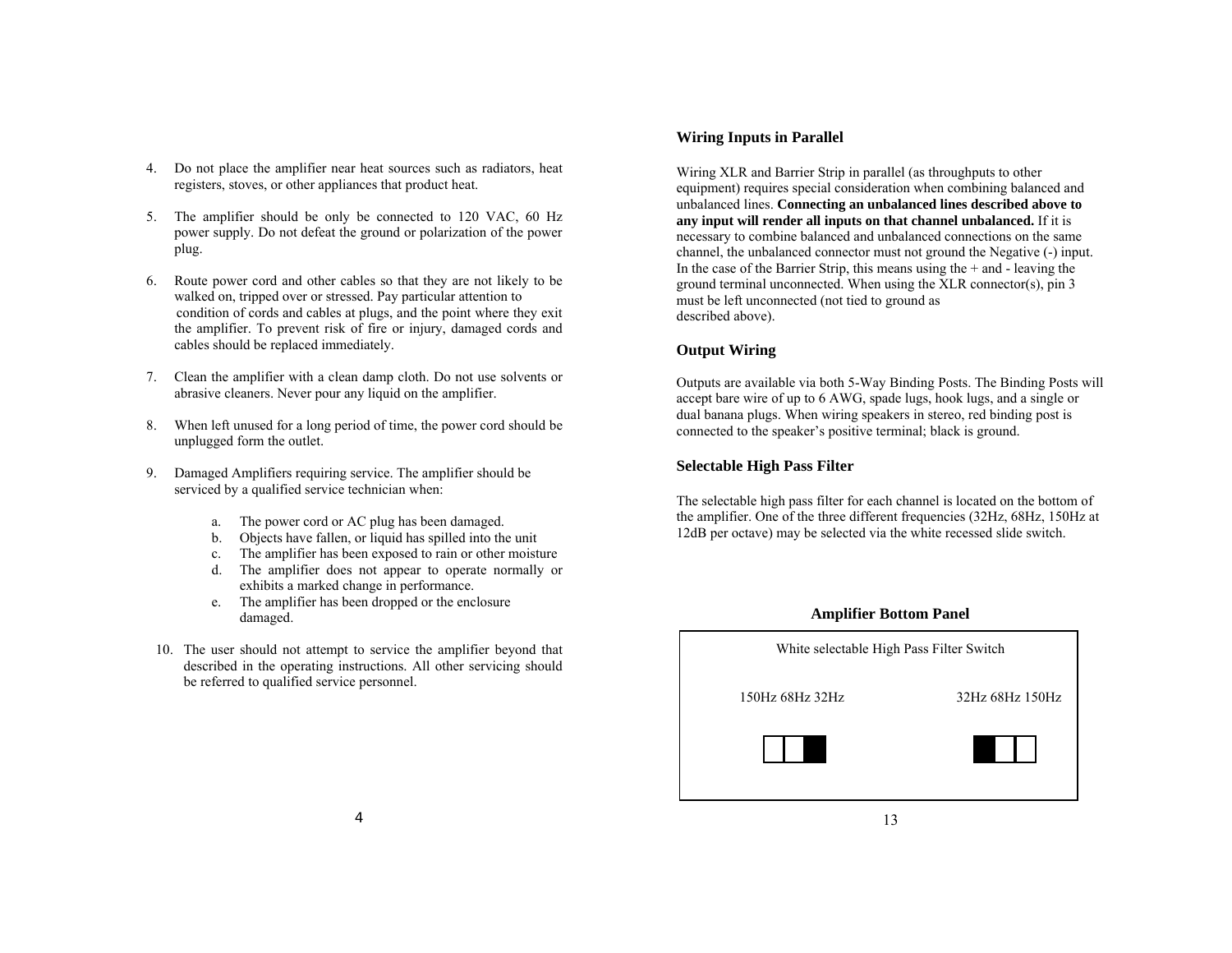4. Do not place the amplifier near heat sources such as radiators, heat registers, stoves, or other appliances that product heat.

5. The amplifier should be only be connected to 120 VAC, 60 Hz power supply. Do not defeat the ground or polarization of the power plug.

6. Route power cord and other cables so that they are not likely to be walked on, tripped over or stressed. Pay particular attention to condition of cords and cables at plugs, and the point where they exit the amplifier. To prevent risk of fire or injury, damaged cords and cables should be replaced immediately.

7. Clean the amplifier with a clean damp cloth. Do not use solvents or abrasive cleaners. Never pour any liquid on the amplifier.

8. When left unused for a long period of time, the power cord should be unplugged form the outlet.

9. Damaged Amplifiers requiring service. The amplifier should be serviced by a qualified service technician when:

   a. The power cord or AC plug has been damaged.
   b. Objects have fallen, or liquid has spilled into the unit
   c. The amplifier has been exposed to rain or other moisture
   d. The amplifier does not appear to operate normally or exhibits a marked change in performance.
   e. The amplifier has been dropped or the enclosure damaged.

10. The user should not attempt to service the amplifier beyond that described in the operating instructions. All other servicing should be referred to qualified service personnel.

### Wiring Inputs in Parallel

Wiring XLR and Barrier Strip in parallel (as throughputs to other equipment) requires special consideration when combining balanced and unbalanced lines. **Connecting an unbalanced lines described above to any input will render all inputs on that channel unbalanced.** If it is necessary to combine balanced and unbalanced connections on the same channel, the unbalanced connector must not ground the Negative (-) input. In the case of the Barrier Strip, this means using the + and - leaving the ground terminal unconnected. When using the XLR connector(s), pin 3 must be left unconnected (not tied to ground as described above).

### Output Wiring

Outputs are available via both 5-Way Binding Posts. The Binding Posts will accept bare wire of up to 6 AWG, spade lugs, hook lugs, and a single or dual banana plugs. When wiring speakers in stereo, red binding post is connected to the speaker's positive terminal; black is ground.

### Selectable High Pass Filter

The selectable high pass filter for each channel is located on the bottom of the amplifier. One of the three different frequencies (32Hz, 68Hz, 150Hz at 12dB per octave) may be selected via the white recessed slide switch.

**Amplifier Bottom Panel**

White selectable High Pass Filter Switch

150Hz 68Hz 32Hz &nbsp;&nbsp;&nbsp;&nbsp;&nbsp;&nbsp;&nbsp;&nbsp; 32Hz 68Hz 150Hz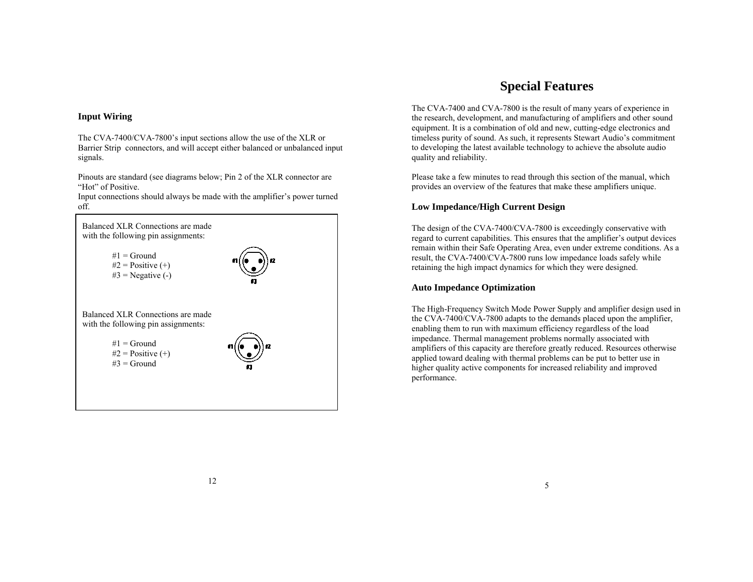## Input Wiring

The CVA-7400/CVA-7800's input sections allow the use of the XLR or Barrier Strip connectors, and will accept either balanced or unbalanced input signals.

Pinouts are standard (see diagrams below; Pin 2 of the XLR connector are "Hot" of Positive.
Input connections should always be made with the amplifier's power turned off.

Balanced XLR Connections are made with the following pin assignments:

#1 = Ground
#2 = Positive (+)
#3 = Negative (-)

#1 #2 #3

Balanced XLR Connections are made with the following pin assignments:

#1 = Ground
#2 = Positive (+)
#3 = Ground

#1 #2 #3

# Special Features

The CVA-7400 and CVA-7800 is the result of many years of experience in the research, development, and manufacturing of amplifiers and other sound equipment. It is a combination of old and new, cutting-edge electronics and timeless purity of sound. As such, it represents Stewart Audio's commitment to developing the latest available technology to achieve the absolute audio quality and reliability.

Please take a few minutes to read through this section of the manual, which provides an overview of the features that make these amplifiers unique.

### Low Impedance/High Current Design

The design of the CVA-7400/CVA-7800 is exceedingly conservative with regard to current capabilities. This ensures that the amplifier's output devices remain within their Safe Operating Area, even under extreme conditions. As a result, the CVA-7400/CVA-7800 runs low impedance loads safely while retaining the high impact dynamics for which they were designed.

### Auto Impedance Optimization

The High-Frequency Switch Mode Power Supply and amplifier design used in the CVA-7400/CVA-7800 adapts to the demands placed upon the amplifier, enabling them to run with maximum efficiency regardless of the load impedance. Thermal management problems normally associated with amplifiers of this capacity are therefore greatly reduced. Resources otherwise applied toward dealing with thermal problems can be put to better use in higher quality active components for increased reliability and improved performance.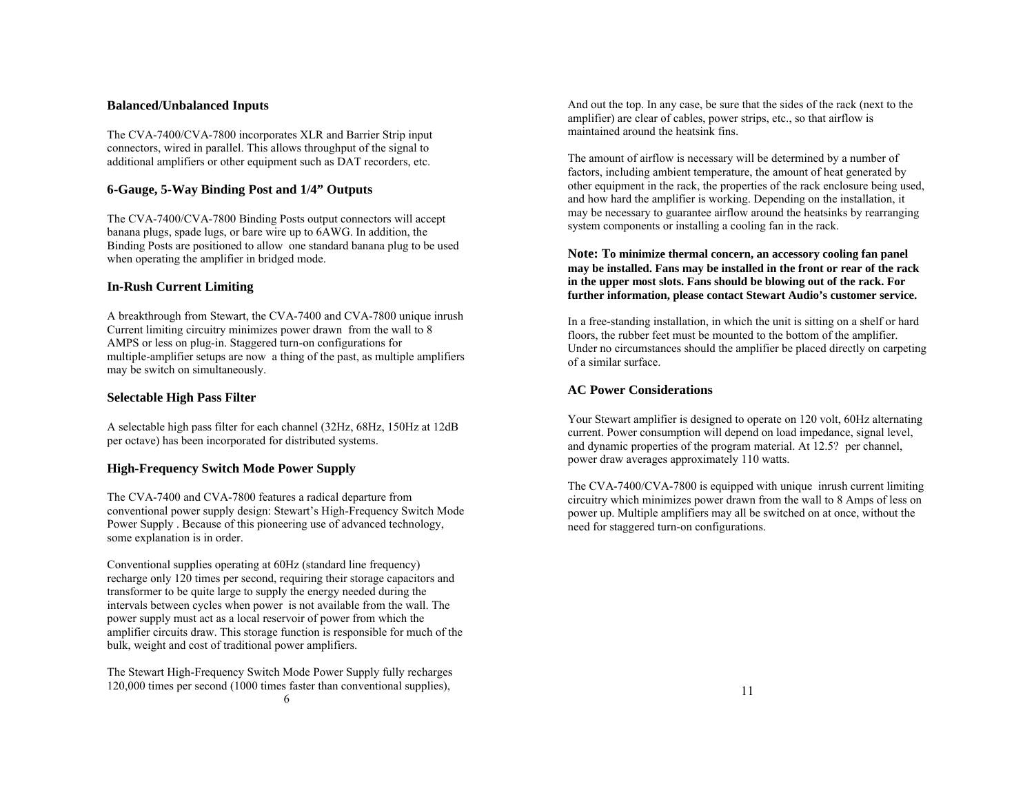## Balanced/Unbalanced Inputs

The CVA-7400/CVA-7800 incorporates XLR and Barrier Strip input connectors, wired in parallel. This allows throughput of the signal to additional amplifiers or other equipment such as DAT recorders, etc.

## 6-Gauge, 5-Way Binding Post and 1/4" Outputs

The CVA-7400/CVA-7800 Binding Posts output connectors will accept banana plugs, spade lugs, or bare wire up to 6AWG. In addition, the Binding Posts are positioned to allow one standard banana plug to be used when operating the amplifier in bridged mode.

## In-Rush Current Limiting

A breakthrough from Stewart, the CVA-7400 and CVA-7800 unique inrush Current limiting circuitry minimizes power drawn from the wall to 8 AMPS or less on plug-in. Staggered turn-on configurations for multiple-amplifier setups are now a thing of the past, as multiple amplifiers may be switch on simultaneously.

## Selectable High Pass Filter

A selectable high pass filter for each channel (32Hz, 68Hz, 150Hz at 12dB per octave) has been incorporated for distributed systems.

## High-Frequency Switch Mode Power Supply

The CVA-7400 and CVA-7800 features a radical departure from conventional power supply design: Stewart's High-Frequency Switch Mode Power Supply . Because of this pioneering use of advanced technology, some explanation is in order.

Conventional supplies operating at 60Hz (standard line frequency) recharge only 120 times per second, requiring their storage capacitors and transformer to be quite large to supply the energy needed during the intervals between cycles when power is not available from the wall. The power supply must act as a local reservoir of power from which the amplifier circuits draw. This storage function is responsible for much of the bulk, weight and cost of traditional power amplifiers.

The Stewart High-Frequency Switch Mode Power Supply fully recharges 120,000 times per second (1000 times faster than conventional supplies),

And out the top. In any case, be sure that the sides of the rack (next to the amplifier) are clear of cables, power strips, etc., so that airflow is maintained around the heatsink fins.

The amount of airflow is necessary will be determined by a number of factors, including ambient temperature, the amount of heat generated by other equipment in the rack, the properties of the rack enclosure being used, and how hard the amplifier is working. Depending on the installation, it may be necessary to guarantee airflow around the heatsinks by rearranging system components or installing a cooling fan in the rack.

**Note: To minimize thermal concern, an accessory cooling fan panel may be installed. Fans may be installed in the front or rear of the rack in the upper most slots. Fans should be blowing out of the rack. For further information, please contact Stewart Audio's customer service.**

In a free-standing installation, in which the unit is sitting on a shelf or hard floors, the rubber feet must be mounted to the bottom of the amplifier. Under no circumstances should the amplifier be placed directly on carpeting of a similar surface.

## AC Power Considerations

Your Stewart amplifier is designed to operate on 120 volt, 60Hz alternating current. Power consumption will depend on load impedance, signal level, and dynamic properties of the program material. At 12.5? per channel, power draw averages approximately 110 watts.

The CVA-7400/CVA-7800 is equipped with unique inrush current limiting circuitry which minimizes power drawn from the wall to 8 Amps of less on power up. Multiple amplifiers may all be switched on at once, without the need for staggered turn-on configurations.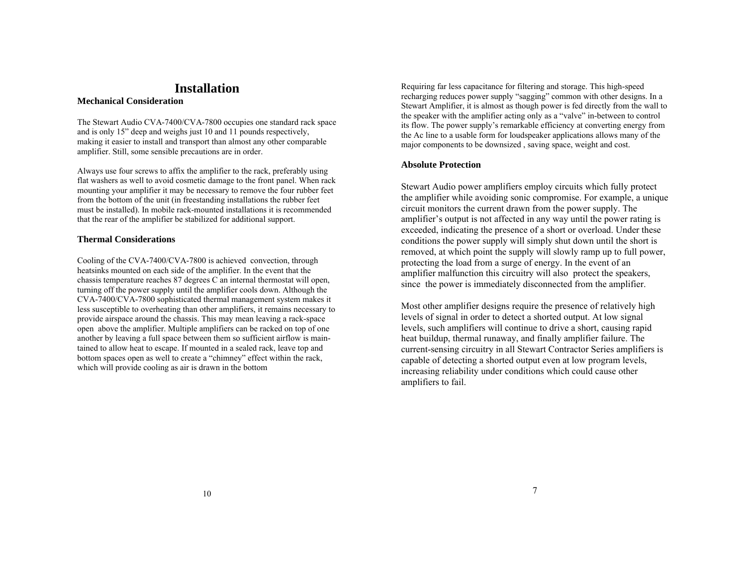# Installation

### Mechanical Consideration

The Stewart Audio CVA-7400/CVA-7800 occupies one standard rack space and is only 15" deep and weighs just 10 and 11 pounds respectively, making it easier to install and transport than almost any other comparable amplifier. Still, some sensible precautions are in order.

Always use four screws to affix the amplifier to the rack, preferably using flat washers as well to avoid cosmetic damage to the front panel. When rack mounting your amplifier it may be necessary to remove the four rubber feet from the bottom of the unit (in freestanding installations the rubber feet must be installed). In mobile rack-mounted installations it is recommended that the rear of the amplifier be stabilized for additional support.

### Thermal Considerations

Cooling of the CVA-7400/CVA-7800 is achieved convection, through heatsinks mounted on each side of the amplifier. In the event that the chassis temperature reaches 87 degrees C an internal thermostat will open, turning off the power supply until the amplifier cools down. Although the CVA-7400/CVA-7800 sophisticated thermal management system makes it less susceptible to overheating than other amplifiers, it remains necessary to provide airspace around the chassis. This may mean leaving a rack-space open above the amplifier. Multiple amplifiers can be racked on top of one another by leaving a full space between them so sufficient airflow is maintained to allow heat to escape. If mounted in a sealed rack, leave top and bottom spaces open as well to create a "chimney" effect within the rack, which will provide cooling as air is drawn in the bottom

Requiring far less capacitance for filtering and storage. This high-speed recharging reduces power supply "sagging" common with other designs. In a Stewart Amplifier, it is almost as though power is fed directly from the wall to the speaker with the amplifier acting only as a "valve" in-between to control its flow. The power supply's remarkable efficiency at converting energy from the Ac line to a usable form for loudspeaker applications allows many of the major components to be downsized , saving space, weight and cost.

### Absolute Protection

Stewart Audio power amplifiers employ circuits which fully protect the amplifier while avoiding sonic compromise. For example, a unique circuit monitors the current drawn from the power supply. The amplifier's output is not affected in any way until the power rating is exceeded, indicating the presence of a short or overload. Under these conditions the power supply will simply shut down until the short is removed, at which point the supply will slowly ramp up to full power, protecting the load from a surge of energy. In the event of an amplifier malfunction this circuitry will also protect the speakers, since the power is immediately disconnected from the amplifier.

Most other amplifier designs require the presence of relatively high levels of signal in order to detect a shorted output. At low signal levels, such amplifiers will continue to drive a short, causing rapid heat buildup, thermal runaway, and finally amplifier failure. The current-sensing circuitry in all Stewart Contractor Series amplifiers is capable of detecting a shorted output even at low program levels, increasing reliability under conditions which could cause other amplifiers to fail.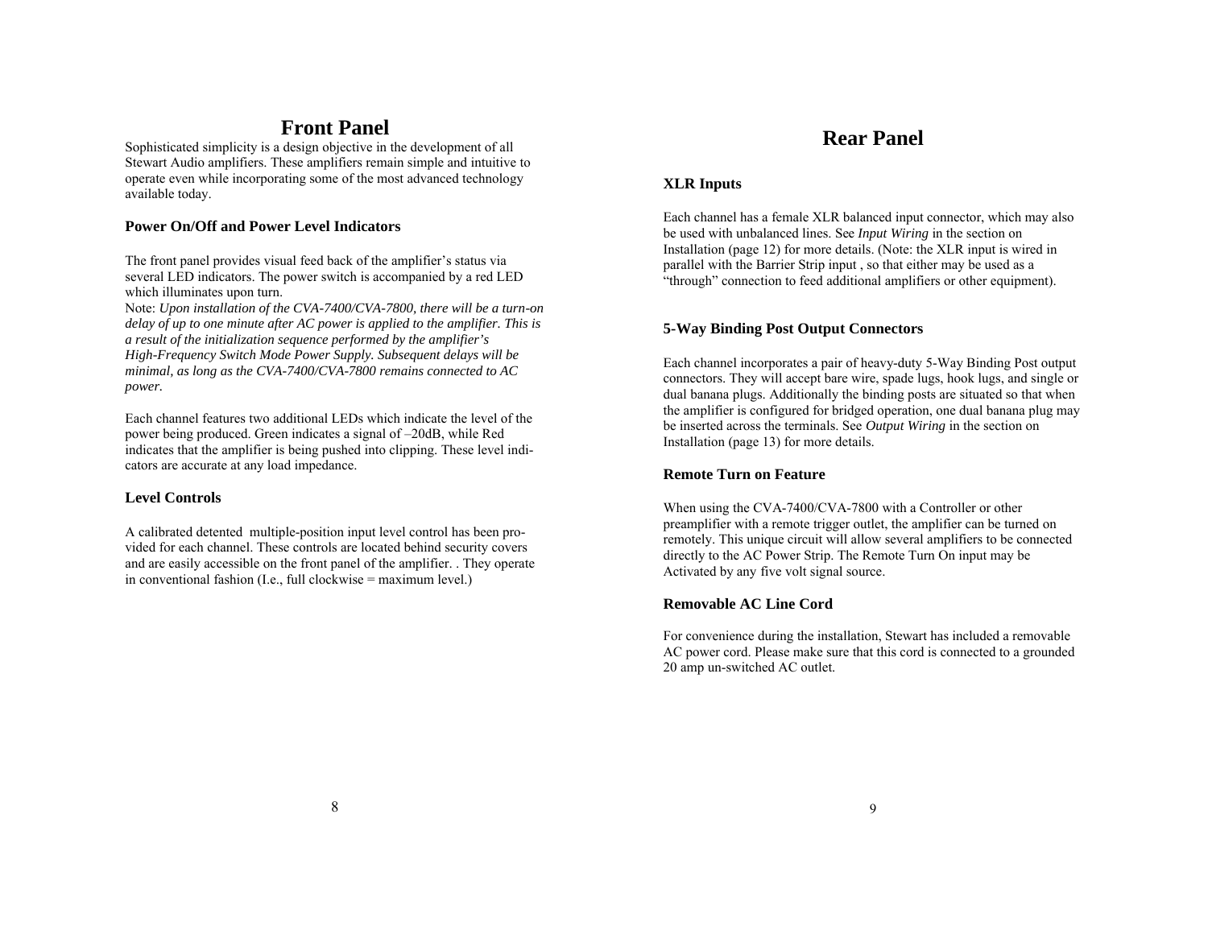# Front Panel

Sophisticated simplicity is a design objective in the development of all Stewart Audio amplifiers. These amplifiers remain simple and intuitive to operate even while incorporating some of the most advanced technology available today.

### Power On/Off and Power Level Indicators

The front panel provides visual feed back of the amplifier's status via several LED indicators. The power switch is accompanied by a red LED which illuminates upon turn.

Note: *Upon installation of the CVA-7400/CVA-7800, there will be a turn-on delay of up to one minute after AC power is applied to the amplifier. This is a result of the initialization sequence performed by the amplifier's High-Frequency Switch Mode Power Supply. Subsequent delays will be minimal, as long as the CVA-7400/CVA-7800 remains connected to AC power.*

Each channel features two additional LEDs which indicate the level of the power being produced. Green indicates a signal of –20dB, while Red indicates that the amplifier is being pushed into clipping. These level indicators are accurate at any load impedance.

### Level Controls

A calibrated detented multiple-position input level control has been provided for each channel. These controls are located behind security covers and are easily accessible on the front panel of the amplifier. . They operate in conventional fashion (I.e., full clockwise = maximum level.)

# Rear Panel

### XLR Inputs

Each channel has a female XLR balanced input connector, which may also be used with unbalanced lines. See *Input Wiring* in the section on Installation (page 12) for more details. (Note: the XLR input is wired in parallel with the Barrier Strip input , so that either may be used as a "through" connection to feed additional amplifiers or other equipment).

### 5-Way Binding Post Output Connectors

Each channel incorporates a pair of heavy-duty 5-Way Binding Post output connectors. They will accept bare wire, spade lugs, hook lugs, and single or dual banana plugs. Additionally the binding posts are situated so that when the amplifier is configured for bridged operation, one dual banana plug may be inserted across the terminals. See *Output Wiring* in the section on Installation (page 13) for more details.

### Remote Turn on Feature

When using the CVA-7400/CVA-7800 with a Controller or other preamplifier with a remote trigger outlet, the amplifier can be turned on remotely. This unique circuit will allow several amplifiers to be connected directly to the AC Power Strip. The Remote Turn On input may be Activated by any five volt signal source.

### Removable AC Line Cord

For convenience during the installation, Stewart has included a removable AC power cord. Please make sure that this cord is connected to a grounded 20 amp un-switched AC outlet.